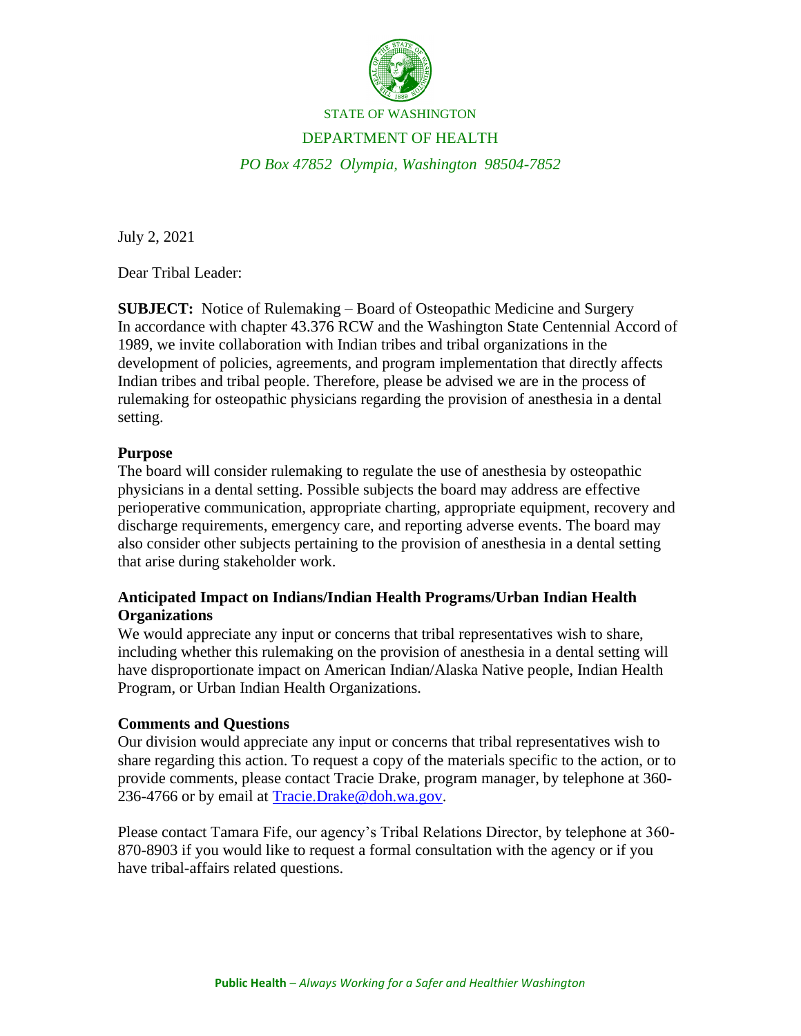STATE OF WASHINGTON

DEPARTMENT OF HEALTH

*PO Box 47852 Olympia, Washington 98504-7852*

July 2, 2021

Dear Tribal Leader:

**SUBJECT:** Notice of Rulemaking – Board of Osteopathic Medicine and Surgery

In accordance with chapter 43.376 RCW and the Washington State Centennial Accord of 1989, we invite collaboration with Indian tribes and tribal organizations in the development of policies, agreements, and program implementation that directly affects Indian tribes and tribal people. Therefore, please be advised we are in the process of rulemaking for osteopathic physicians regarding the provision of anesthesia in a dental setting.

**Purpose**

The board will consider rulemaking to regulate the use of anesthesia by osteopathic physicians in a dental setting. Possible subjects the board may address are effective perioperative communication, appropriate charting, appropriate equipment, recovery and discharge requirements, emergency care, and reporting adverse events. The board may also consider other subjects pertaining to the provision of anesthesia in a dental setting that arise during stakeholder work.

**Anticipated Impact on Indians/Indian Health Programs/Urban Indian Health Organizations**

We would appreciate any input or concerns that tribal representatives wish to share, including whether this rulemaking on the provision of anesthesia in a dental setting will have disproportionate impact on American Indian/Alaska Native people, Indian Health Program, or Urban Indian Health Organizations.

**Comments and Questions**

Our division would appreciate any input or concerns that tribal representatives wish to share regarding this action. To request a copy of the materials specific to the action, or to provide comments, please contact Tracie Drake, program manager, by telephone at 360-236-4766 or by email at Tracie.Drake@doh.wa.gov.

Please contact Tamara Fife, our agency's Tribal Relations Director, by telephone at 360-870-8903 if you would like to request a formal consultation with the agency or if you have tribal-affairs related questions.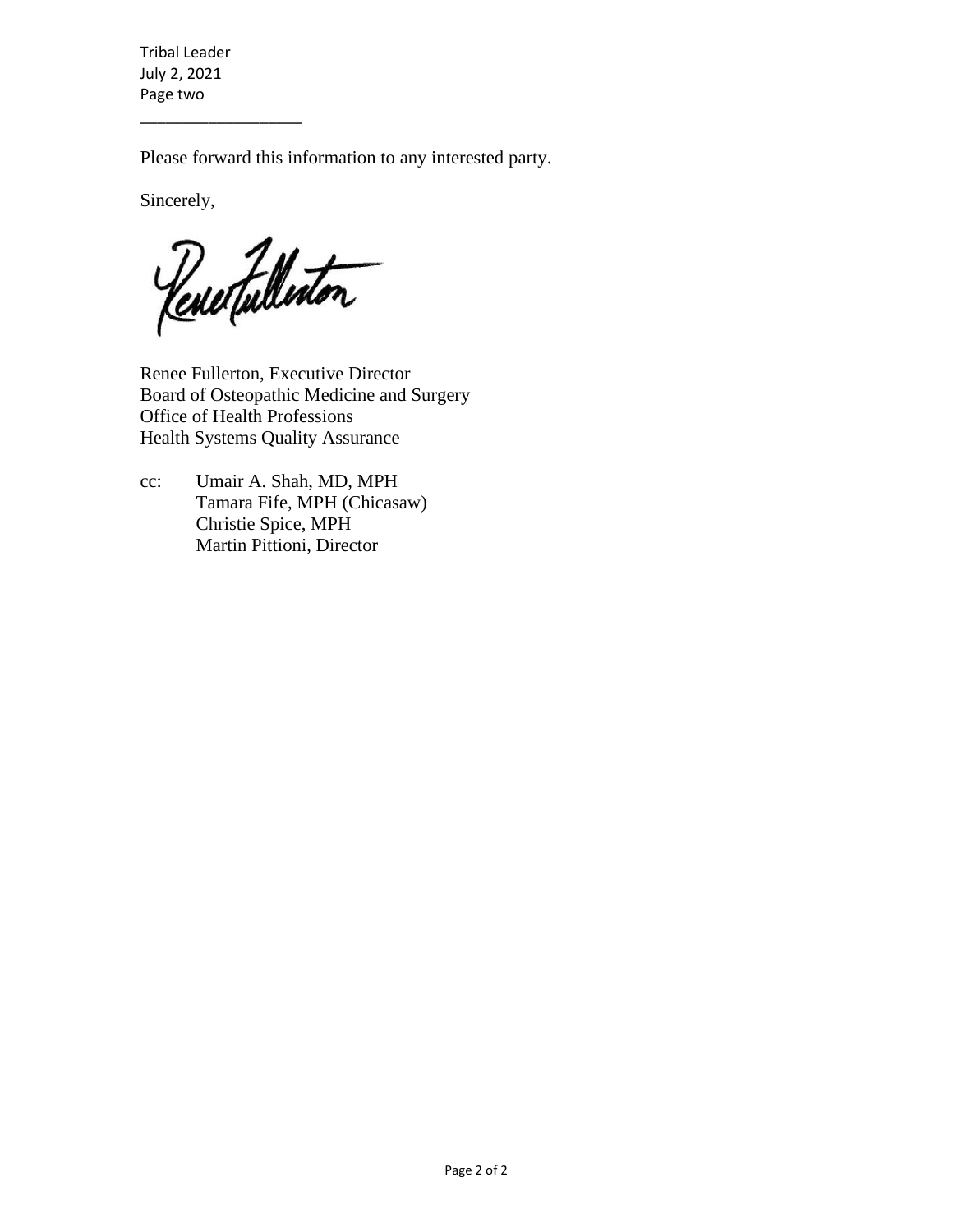Tribal Leader
July 2, 2021
Page two

Please forward this information to any interested party.

Sincerely,

Renee Fullerton, Executive Director
Board of Osteopathic Medicine and Surgery
Office of Health Professions
Health Systems Quality Assurance

cc: Umair A. Shah, MD, MPH
Tamara Fife, MPH (Chicasaw)
Christie Spice, MPH
Martin Pittioni, Director